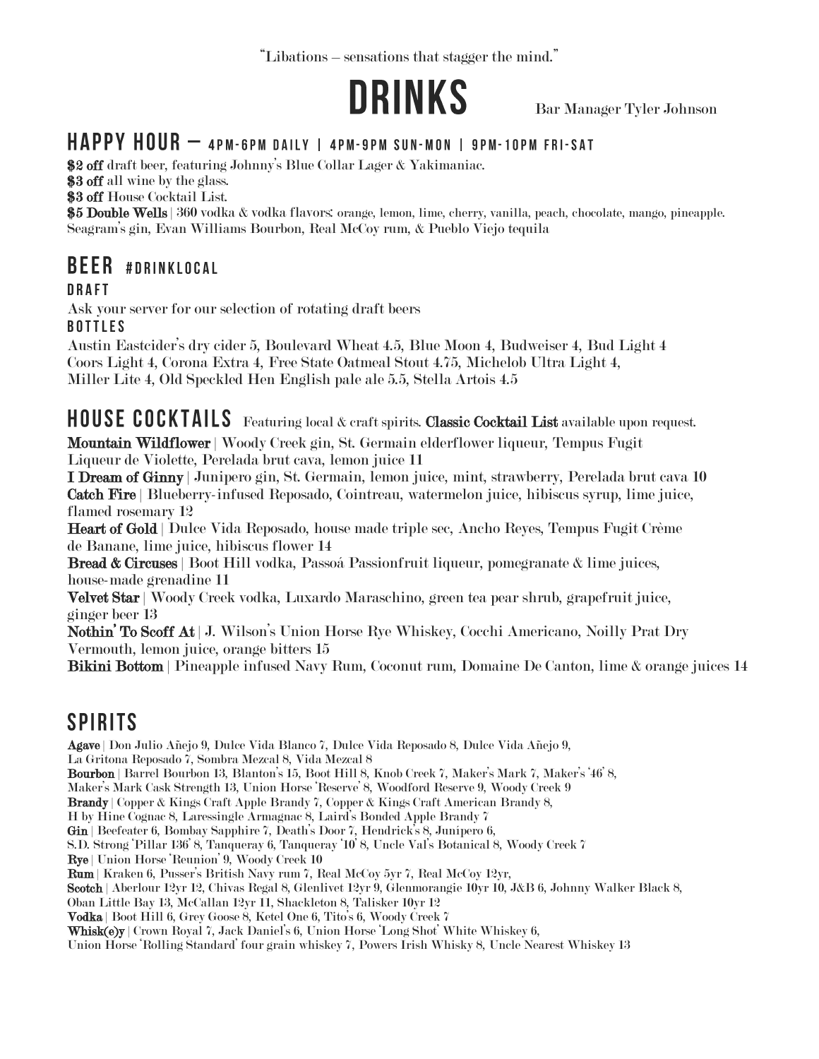"Libations – sensations that stagger the mind."

# DRINKS

Bar Manager Tyler Johnson

## HAPPY HOUR – 4PM-6PM DAILY | 4PM-9PM SUN-MON | 9PM-10PM FRI-SAT

**$2 off** draft beer, featuring Johnny's Blue Collar Lager & Yakimaniac.
**$3 off** all wine by the glass.
**$3 off** House Cocktail List.
**$5 Double Wells** | 360 vodka & vodka flavors: orange, lemon, lime, cherry, vanilla, peach, chocolate, mango, pineapple. Seagram's gin, Evan Williams Bourbon, Real McCoy rum, & Pueblo Viejo tequila

## BEER #DRINKLOCAL

### DRAFT

Ask your server for our selection of rotating draft beers

### BOTTLES

Austin Eastcider's dry cider 5, Boulevard Wheat 4.5, Blue Moon 4, Budweiser 4, Bud Light 4
Coors Light 4, Corona Extra 4, Free State Oatmeal Stout 4.75, Michelob Ultra Light 4,
Miller Lite 4, Old Speckled Hen English pale ale 5.5, Stella Artois 4.5

## HOUSE COCKTAILS

Featuring local & craft spirits. **Classic Cocktail List** available upon request.

**Mountain Wildflower** | Woody Creek gin, St. Germain elderflower liqueur, Tempus Fugit Liqueur de Violette, Perelada brut cava, lemon juice 11
**I Dream of Ginny** | Junipero gin, St. Germain, lemon juice, mint, strawberry, Perelada brut cava 10
**Catch Fire** | Blueberry-infused Reposado, Cointreau, watermelon juice, hibiscus syrup, lime juice, flamed rosemary 12
**Heart of Gold** | Dulce Vida Reposado, house made triple sec, Ancho Reyes, Tempus Fugit Crème de Banane, lime juice, hibiscus flower 14
**Bread & Circuses** | Boot Hill vodka, Passoá Passionfruit liqueur, pomegranate & lime juices, house-made grenadine 11
**Velvet Star** | Woody Creek vodka, Luxardo Maraschino, green tea pear shrub, grapefruit juice, ginger beer 13
**Nothin' To Scoff At** | J. Wilson's Union Horse Rye Whiskey, Cocchi Americano, Noilly Prat Dry Vermouth, lemon juice, orange bitters 15
**Bikini Bottom** | Pineapple infused Navy Rum, Coconut rum, Domaine De Canton, lime & orange juices 14

## SPIRITS

**Agave** | Don Julio Añejo 9, Dulce Vida Blanco 7, Dulce Vida Reposado 8, Dulce Vida Añejo 9, La Gritona Reposado 7, Sombra Mezcal 8, Vida Mezcal 8
**Bourbon** | Barrel Bourbon 13, Blanton's 15, Boot Hill 8, Knob Creek 7, Maker's Mark 7, Maker's '46' 8, Maker's Mark Cask Strength 13, Union Horse 'Reserve' 8, Woodford Reserve 9, Woody Creek 9
**Brandy** | Copper & Kings Craft Apple Brandy 7, Copper & Kings Craft American Brandy 8, H by Hine Cognac 8, Laressingle Armagnac 8, Laird's Bonded Apple Brandy 7
**Gin** | Beefeater 6, Bombay Sapphire 7, Death's Door 7, Hendrick's 8, Junipero 6, S.D. Strong 'Pillar 136' 8, Tanqueray 6, Tanqueray '10' 8, Uncle Val's Botanical 8, Woody Creek 7
**Rye** | Union Horse 'Reunion' 9, Woody Creek 10
**Rum** | Kraken 6, Pusser's British Navy rum 7, Real McCoy 5yr 7, Real McCoy 12yr,
**Scotch** | Aberlour 12yr 12, Chivas Regal 8, Glenlivet 12yr 9, Glenmorangie 10yr 10, J&B 6, Johnny Walker Black 8, Oban Little Bay 13, McCallan 12yr 11, Shackleton 8, Talisker 10yr 12
**Vodka** | Boot Hill 6, Grey Goose 8, Ketel One 6, Tito's 6, Woody Creek 7
**Whisk(e)y** | Crown Royal 7, Jack Daniel's 6, Union Horse 'Long Shot' White Whiskey 6, Union Horse 'Rolling Standard' four grain whiskey 7, Powers Irish Whisky 8, Uncle Nearest Whiskey 13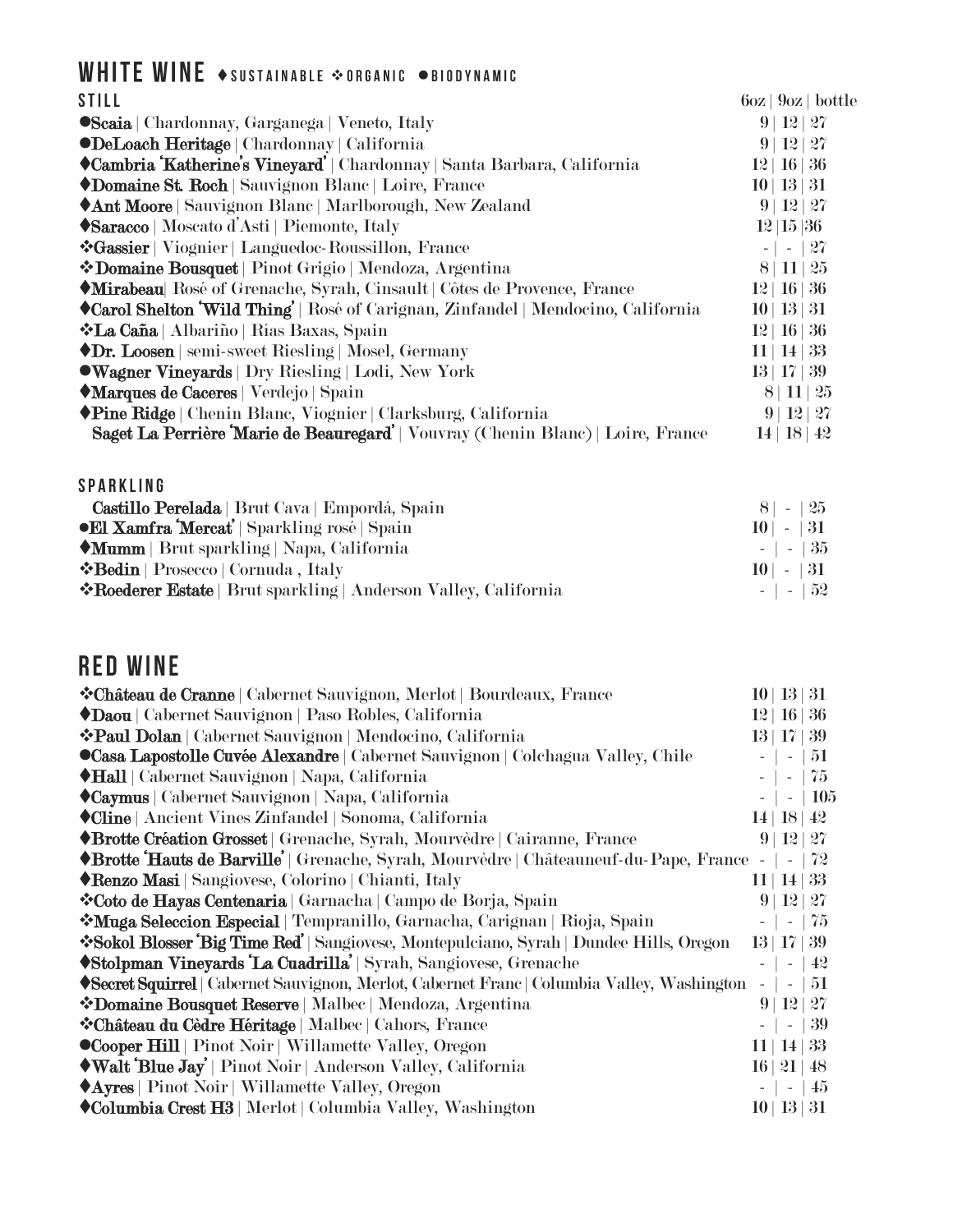# WHITE WINE ♦SUSTAINABLE ❖ORGANIC ●BIODYNAMIC

## STILL

| | 6oz \| 9oz \| bottle |
|---|---|
| ●**Scaia** \| Chardonnay, Garganega \| Veneto, Italy | 9 \| 12 \| 27 |
| ●**DeLoach Heritage** \| Chardonnay \| California | 9 \| 12 \| 27 |
| ♦**Cambria 'Katherine's Vineyard'** \| Chardonnay \| Santa Barbara, California | 12 \| 16 \| 36 |
| ♦**Domaine St. Roch** \| Sauvignon Blanc \| Loire, France | 10 \| 13 \| 31 |
| ♦**Ant Moore** \| Sauvignon Blanc \| Marlborough, New Zealand | 9 \| 12 \| 27 |
| ♦**Saracco** \| Moscato d'Asti \| Piemonte, Italy | 12 \|15 \|36 |
| ❖**Gassier** \| Viognier \| Languedoc-Roussillon, France | - \| - \| 27 |
| ❖**Domaine Bousquet** \| Pinot Grigio \| Mendoza, Argentina | 8 \| 11 \| 25 |
| ♦**Mirabeau**\| Rosé of Grenache, Syrah, Cinsault \| Côtes de Provence, France | 12 \| 16 \| 36 |
| ♦**Carol Shelton 'Wild Thing'** \| Rosé of Carignan, Zinfandel \| Mendocino, California | 10 \| 13 \| 31 |
| ❖**La Caña** \| Albariño \| Rías Baxas, Spain | 12 \| 16 \| 36 |
| ♦**Dr. Loosen** \| semi-sweet Riesling \| Mosel, Germany | 11 \| 14 \| 33 |
| ●**Wagner Vineyards** \| Dry Riesling \| Lodi, New York | 13 \| 17 \| 39 |
| ♦**Marques de Caceres** \| Verdejo \| Spain | 8 \| 11 \| 25 |
| ♦**Pine Ridge** \| Chenin Blanc, Viognier \| Clarksburg, California | 9 \| 12 \| 27 |
| **Saget La Perrière 'Marie de Beauregard'** \| Vouvray (Chenin Blanc) \| Loire, France | 14 \| 18 \| 42 |

## SPARKLING

| | |
|---|---|
| **Castillo Perelada** \| Brut Cava \| Emporda, Spain | 8 \| - \| 25 |
| ●**El Xamfra 'Mercat'** \| Sparkling rosé \| Spain | 10 \| - \| 31 |
| ♦**Mumm** \| Brut sparkling \| Napa, California | - \| - \| 35 |
| ❖**Bedin** \| Prosecco \| Cornuda , Italy | 10 \| - \| 31 |
| ❖**Roederer Estate** \| Brut sparkling \| Anderson Valley, California | - \| - \| 52 |

# RED WINE

| | |
|---|---|
| ❖**Château de Cranne** \| Cabernet Sauvignon, Merlot \| Bourdeaux, France | 10 \| 13 \| 31 |
| ♦**Daou** \| Cabernet Sauvignon \| Paso Robles, California | 12 \| 16 \| 36 |
| ❖**Paul Dolan** \| Cabernet Sauvignon \| Mendocino, California | 13 \| 17 \| 39 |
| ●**Casa Lapostolle Cuvée Alexandre** \| Cabernet Sauvignon \| Colchagua Valley, Chile | - \| - \| 51 |
| ♦**Hall** \| Cabernet Sauvignon \| Napa, California | - \| - \| 75 |
| ♦**Caymus** \| Cabernet Sauvignon \| Napa, California | - \| - \| 105 |
| ♦**Cline** \| Ancient Vines Zinfandel \| Sonoma, California | 14 \| 18 \| 42 |
| ♦**Brotte Création Grosset** \| Grenache, Syrah, Mourvèdre \| Cairanne, France | 9 \| 12 \| 27 |
| ♦**Brotte 'Hauts de Barville'** \| Grenache, Syrah, Mourvèdre \| Châteauneuf-du-Pape, France | - \| - \| 72 |
| ♦**Renzo Masi** \| Sangiovese, Colorino \| Chianti, Italy | 11 \| 14 \| 33 |
| ❖**Coto de Hayas Centenaria** \| Garnacha \| Campo de Borja, Spain | 9 \| 12 \| 27 |
| ❖**Muga Seleccion Especial** \| Tempranillo, Garnacha, Carignan \| Rioja, Spain | - \| - \| 75 |
| ❖**Sokol Blosser 'Big Time Red'** \| Sangiovese, Montepulciano, Syrah \| Dundee Hills, Oregon | 13 \| 17 \| 39 |
| ♦**Stolpman Vineyards 'La Cuadrilla'** \| Syrah, Sangiovese, Grenache | - \| - \| 42 |
| ♦**Secret Squirrel** \| Cabernet Sauvignon, Merlot, Cabernet Franc \| Columbia Valley, Washington | - \| - \| 51 |
| ❖**Domaine Bousquet Reserve** \| Malbec \| Mendoza, Argentina | 9 \| 12 \| 27 |
| ❖**Château du Cèdre Héritage** \| Malbec \| Cahors, France | - \| - \| 39 |
| ●**Cooper Hill** \| Pinot Noir \| Willamette Valley, Oregon | 11 \| 14 \| 33 |
| ♦**Walt 'Blue Jay'** \| Pinot Noir \| Anderson Valley, California | 16 \| 21 \| 48 |
| ♦**Ayres** \| Pinot Noir \| Willamette Valley, Oregon | - \| - \| 45 |
| ♦**Columbia Crest H3** \| Merlot \| Columbia Valley, Washington | 10 \| 13 \| 31 |